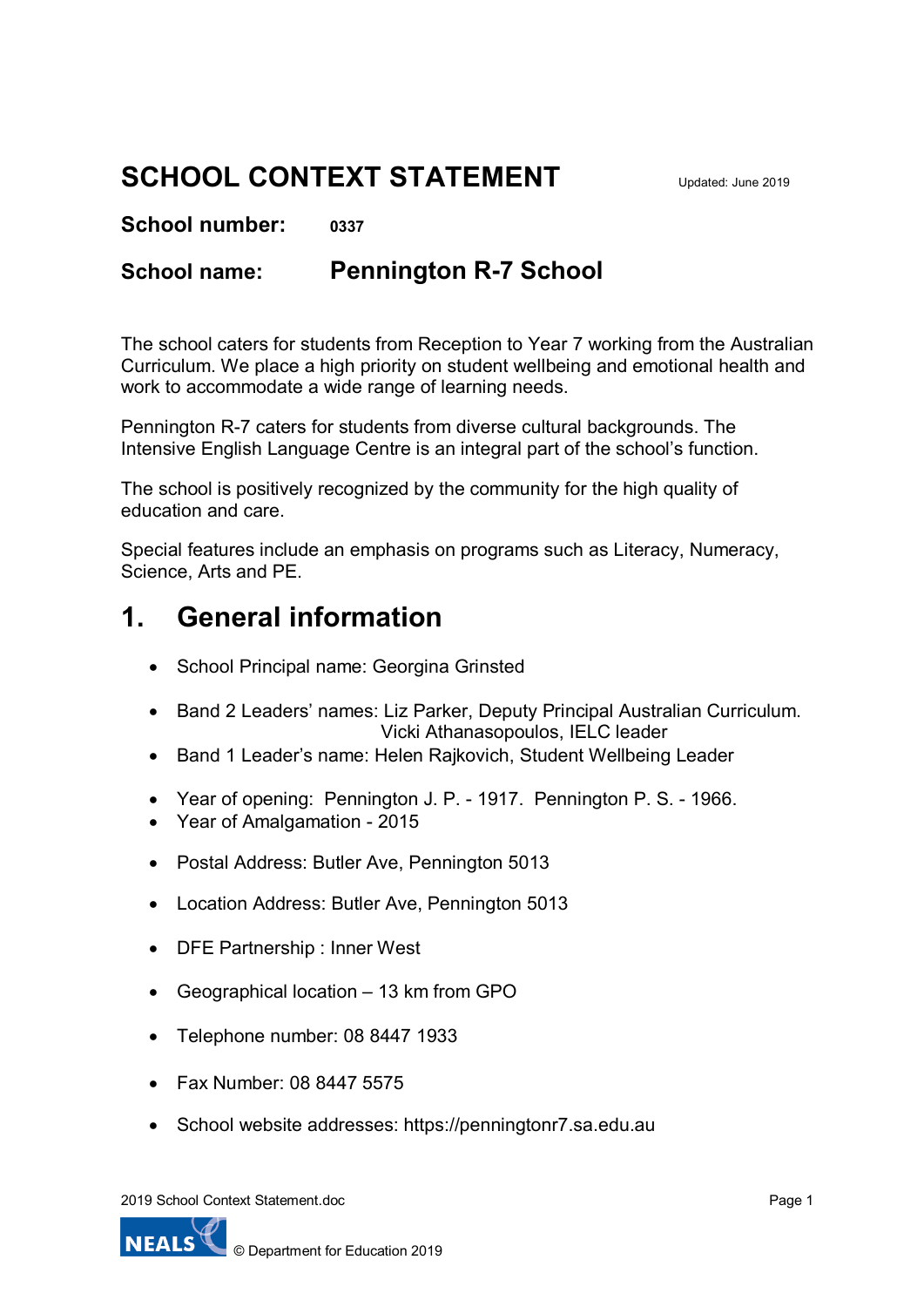# SCHOOL CONTEXT STATEMENT

Updated: June 2019

**School number:** **0337**

**School name:** **Pennington R-7 School**

The school caters for students from Reception to Year 7 working from the Australian Curriculum. We place a high priority on student wellbeing and emotional health and work to accommodate a wide range of learning needs.

Pennington R-7 caters for students from diverse cultural backgrounds. The Intensive English Language Centre is an integral part of the school's function.

The school is positively recognized by the community for the high quality of education and care.

Special features include an emphasis on programs such as Literacy, Numeracy, Science, Arts and PE.

## 1. General information

- School Principal name: Georgina Grinsted
- Band 2 Leaders' names: Liz Parker, Deputy Principal Australian Curriculum.
  Vicki Athanasopoulos, IELC leader
- Band 1 Leader's name: Helen Rajkovich, Student Wellbeing Leader
- Year of opening: Pennington J. P. - 1917. Pennington P. S. - 1966.
- Year of Amalgamation - 2015
- Postal Address: Butler Ave, Pennington 5013
- Location Address: Butler Ave, Pennington 5013
- DFE Partnership : Inner West
- Geographical location – 13 km from GPO
- Telephone number: 08 8447 1933
- Fax Number: 08 8447 5575
- School website addresses: https://penningtonr7.sa.edu.au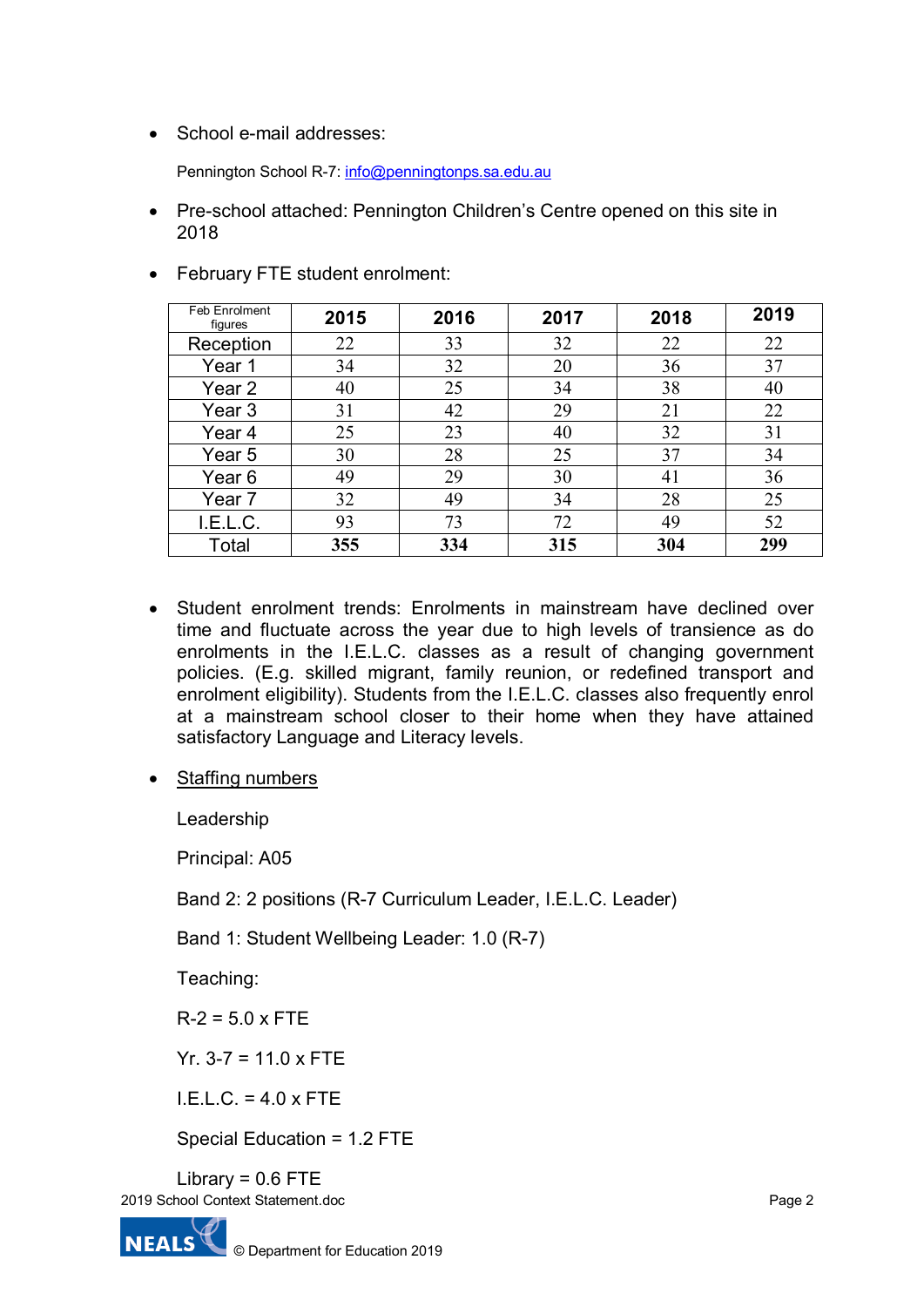- School e-mail addresses:

  Pennington School R-7: info@penningtonps.sa.edu.au

- Pre-school attached: Pennington Children's Centre opened on this site in 2018

- February FTE student enrolment:

| Feb Enrolment figures | 2015 | 2016 | 2017 | 2018 | 2019 |
|---|---|---|---|---|---|
| Reception | 22 | 33 | 32 | 22 | 22 |
| Year 1 | 34 | 32 | 20 | 36 | 37 |
| Year 2 | 40 | 25 | 34 | 38 | 40 |
| Year 3 | 31 | 42 | 29 | 21 | 22 |
| Year 4 | 25 | 23 | 40 | 32 | 31 |
| Year 5 | 30 | 28 | 25 | 37 | 34 |
| Year 6 | 49 | 29 | 30 | 41 | 36 |
| Year 7 | 32 | 49 | 34 | 28 | 25 |
| I.E.L.C. | 93 | 73 | 72 | 49 | 52 |
| Total | **355** | **334** | **315** | **304** | **299** |

- Student enrolment trends: Enrolments in mainstream have declined over time and fluctuate across the year due to high levels of transience as do enrolments in the I.E.L.C. classes as a result of changing government policies. (E.g. skilled migrant, family reunion, or redefined transport and enrolment eligibility). Students from the I.E.L.C. classes also frequently enrol at a mainstream school closer to their home when they have attained satisfactory Language and Literacy levels.

- Staffing numbers

  Leadership

  Principal: A05

  Band 2: 2 positions (R-7 Curriculum Leader, I.E.L.C. Leader)

  Band 1: Student Wellbeing Leader: 1.0 (R-7)

  Teaching:

  R-2 = 5.0 x FTE

  Yr. 3-7 = 11.0 x FTE

  I.E.L.C. = 4.0 x FTE

  Special Education = 1.2 FTE

  Library = 0.6 FTE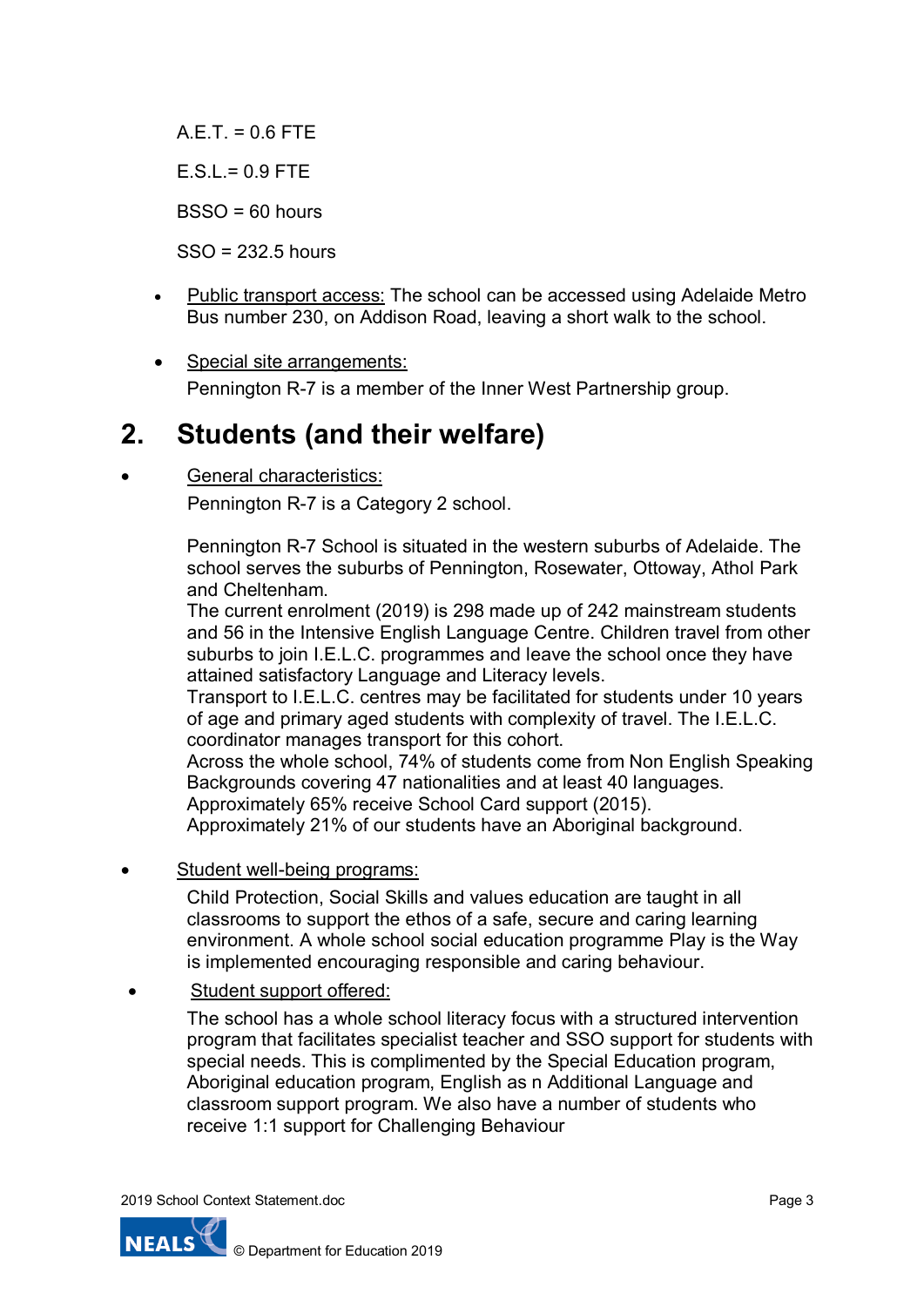A.E.T. = 0.6 FTE

E.S.L.= 0.9 FTE

BSSO = 60 hours

SSO = 232.5 hours

- Public transport access: The school can be accessed using Adelaide Metro Bus number 230, on Addison Road, leaving a short walk to the school.

- Special site arrangements:
  Pennington R-7 is a member of the Inner West Partnership group.

## 2. Students (and their welfare)

- General characteristics:
  Pennington R-7 is a Category 2 school.

  Pennington R-7 School is situated in the western suburbs of Adelaide. The school serves the suburbs of Pennington, Rosewater, Ottoway, Athol Park and Cheltenham.
  The current enrolment (2019) is 298 made up of 242 mainstream students and 56 in the Intensive English Language Centre. Children travel from other suburbs to join I.E.L.C. programmes and leave the school once they have attained satisfactory Language and Literacy levels.
  Transport to I.E.L.C. centres may be facilitated for students under 10 years of age and primary aged students with complexity of travel. The I.E.L.C. coordinator manages transport for this cohort.
  Across the whole school, 74% of students come from Non English Speaking Backgrounds covering 47 nationalities and at least 40 languages.
  Approximately 65% receive School Card support (2015).
  Approximately 21% of our students have an Aboriginal background.

- Student well-being programs:
  Child Protection, Social Skills and values education are taught in all classrooms to support the ethos of a safe, secure and caring learning environment. A whole school social education programme Play is the Way is implemented encouraging responsible and caring behaviour.

- Student support offered:
  The school has a whole school literacy focus with a structured intervention program that facilitates specialist teacher and SSO support for students with special needs. This is complimented by the Special Education program, Aboriginal education program, English as n Additional Language and classroom support program. We also have a number of students who receive 1:1 support for Challenging Behaviour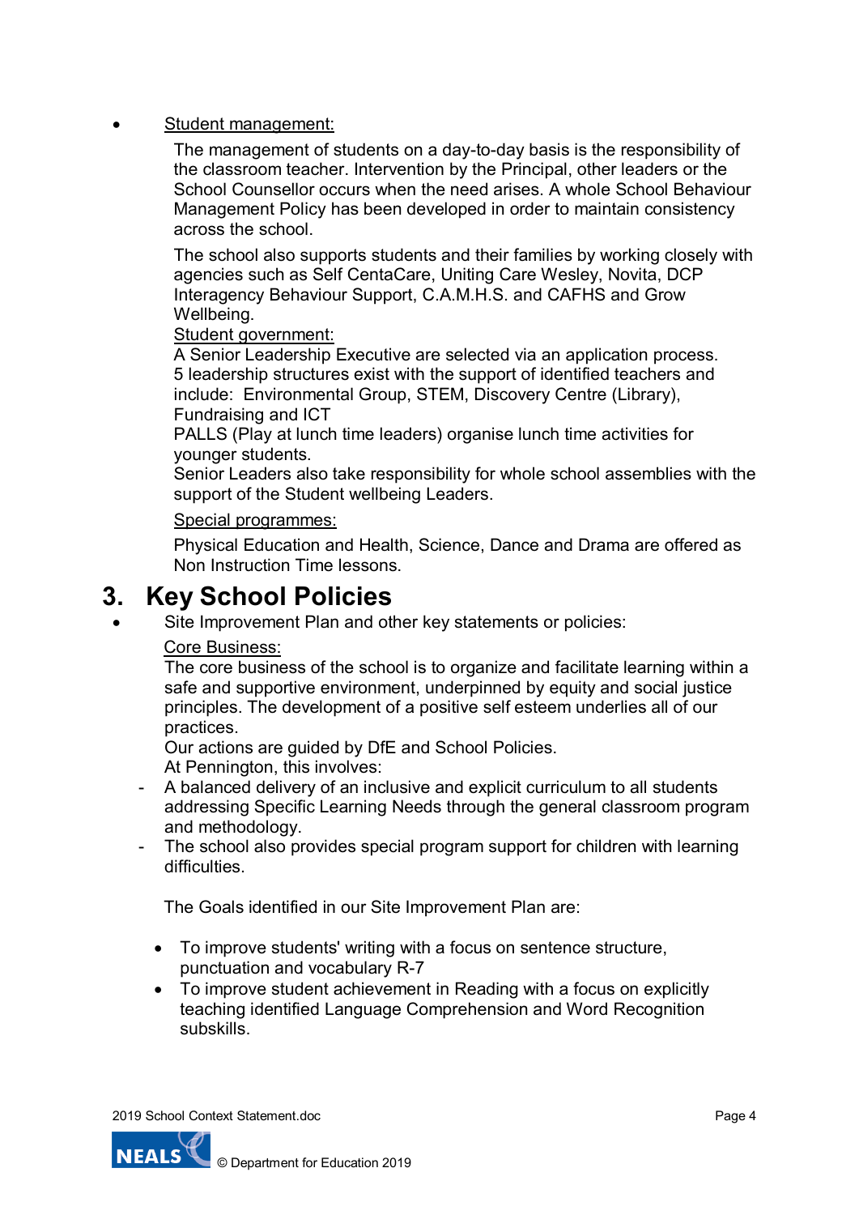- Student management:

  The management of students on a day-to-day basis is the responsibility of the classroom teacher. Intervention by the Principal, other leaders or the School Counsellor occurs when the need arises. A whole School Behaviour Management Policy has been developed in order to maintain consistency across the school.

  The school also supports students and their families by working closely with agencies such as Self CentaCare, Uniting Care Wesley, Novita, DCP Interagency Behaviour Support, C.A.M.H.S. and CAFHS and Grow Wellbeing.

  Student government:
  A Senior Leadership Executive are selected via an application process.
  5 leadership structures exist with the support of identified teachers and include: Environmental Group, STEM, Discovery Centre (Library), Fundraising and ICT
  PALLS (Play at lunch time leaders) organise lunch time activities for younger students.
  Senior Leaders also take responsibility for whole school assemblies with the support of the Student wellbeing Leaders.

  Special programmes:

  Physical Education and Health, Science, Dance and Drama are offered as Non Instruction Time lessons.

# 3. Key School Policies

- Site Improvement Plan and other key statements or policies:

  Core Business:
  The core business of the school is to organize and facilitate learning within a safe and supportive environment, underpinned by equity and social justice principles. The development of a positive self esteem underlies all of our practices.
  Our actions are guided by DfE and School Policies.
  At Pennington, this involves:

  - A balanced delivery of an inclusive and explicit curriculum to all students addressing Specific Learning Needs through the general classroom program and methodology.
  - The school also provides special program support for children with learning difficulties.

  The Goals identified in our Site Improvement Plan are:

  - To improve students' writing with a focus on sentence structure, punctuation and vocabulary R-7
  - To improve student achievement in Reading with a focus on explicitly teaching identified Language Comprehension and Word Recognition subskills.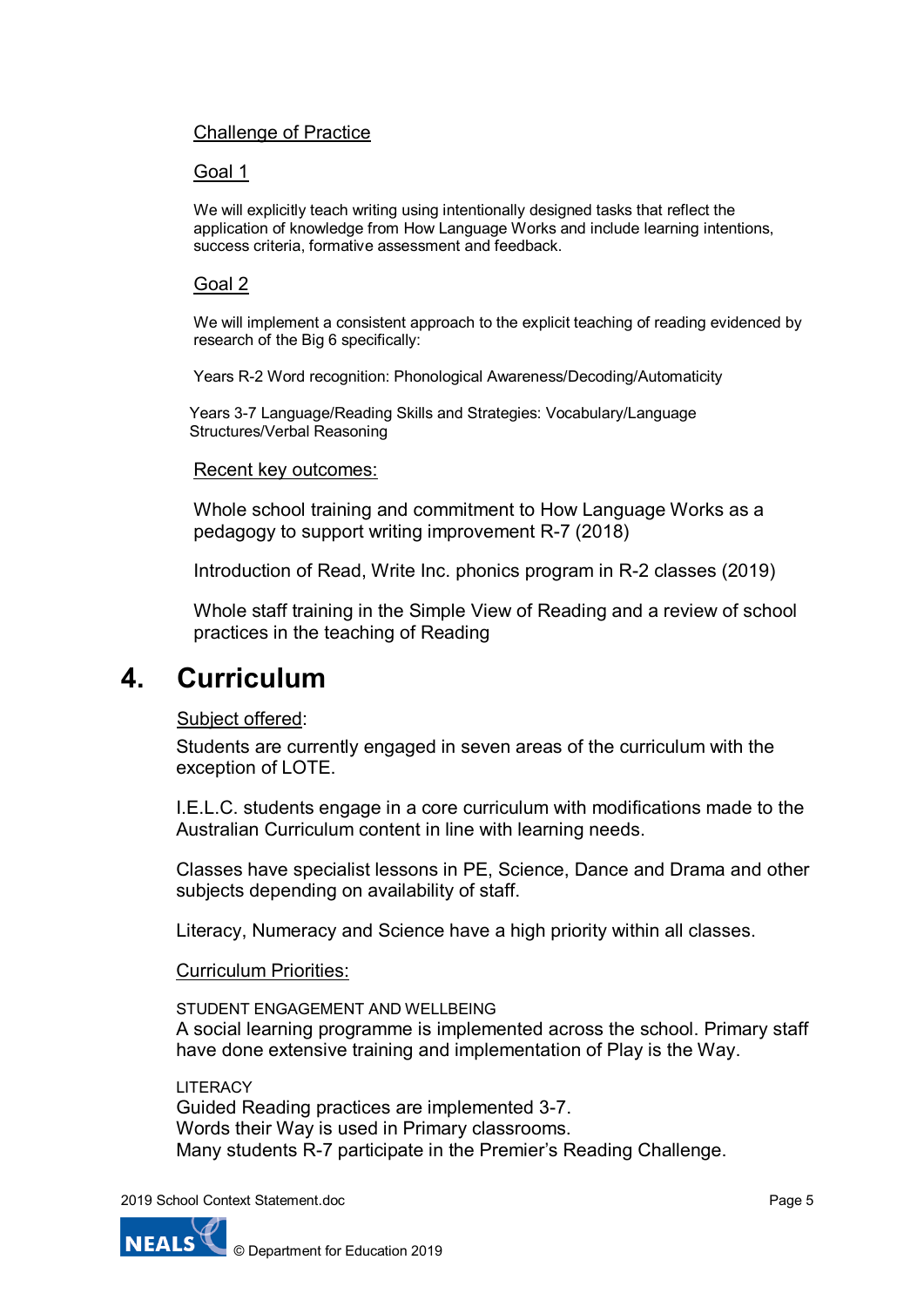Challenge of Practice

Goal 1

We will explicitly teach writing using intentionally designed tasks that reflect the application of knowledge from How Language Works and include learning intentions, success criteria, formative assessment and feedback.

Goal 2

We will implement a consistent approach to the explicit teaching of reading evidenced by research of the Big 6 specifically:

Years R-2 Word recognition: Phonological Awareness/Decoding/Automaticity

Years 3-7 Language/Reading Skills and Strategies: Vocabulary/Language Structures/Verbal Reasoning

Recent key outcomes:

Whole school training and commitment to How Language Works as a pedagogy to support writing improvement R-7 (2018)

Introduction of Read, Write Inc. phonics program in R-2 classes (2019)

Whole staff training in the Simple View of Reading and a review of school practices in the teaching of Reading

# 4. Curriculum

Subject offered:

Students are currently engaged in seven areas of the curriculum with the exception of LOTE.

I.E.L.C. students engage in a core curriculum with modifications made to the Australian Curriculum content in line with learning needs.

Classes have specialist lessons in PE, Science, Dance and Drama and other subjects depending on availability of staff.

Literacy, Numeracy and Science have a high priority within all classes.

Curriculum Priorities:

STUDENT ENGAGEMENT AND WELLBEING
A social learning programme is implemented across the school. Primary staff have done extensive training and implementation of Play is the Way.

LITERACY
Guided Reading practices are implemented 3-7.
Words their Way is used in Primary classrooms.
Many students R-7 participate in the Premier's Reading Challenge.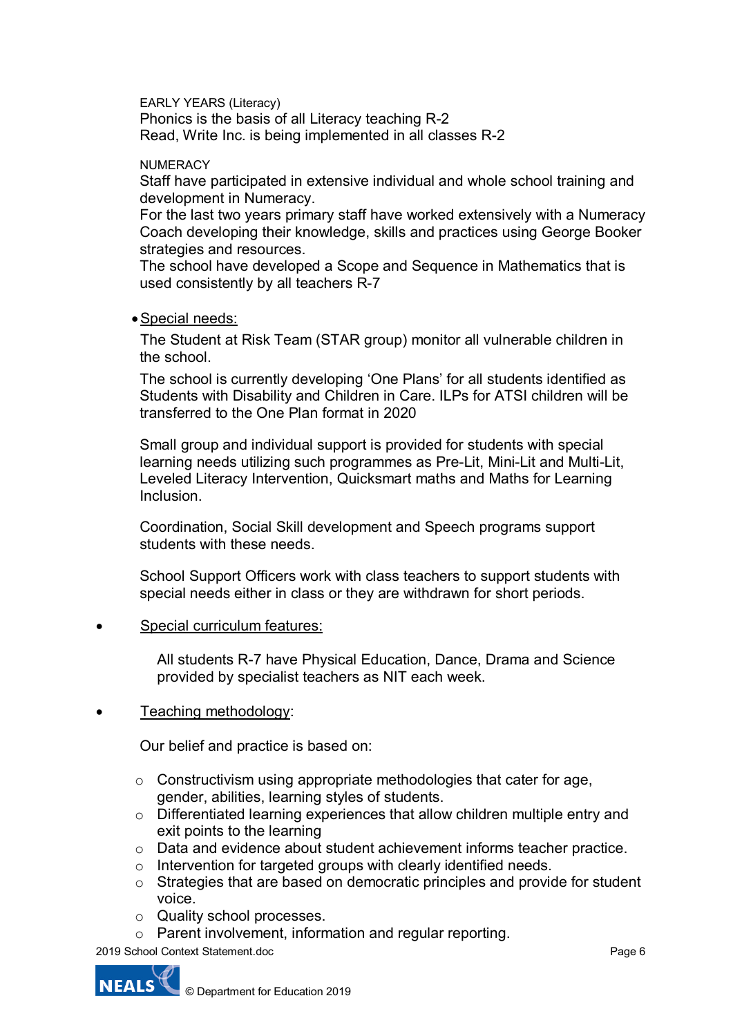EARLY YEARS (Literacy)
Phonics is the basis of all Literacy teaching R-2
Read, Write Inc. is being implemented in all classes R-2

NUMERACY
Staff have participated in extensive individual and whole school training and development in Numeracy.
For the last two years primary staff have worked extensively with a Numeracy Coach developing their knowledge, skills and practices using George Booker strategies and resources.
The school have developed a Scope and Sequence in Mathematics that is used consistently by all teachers R-7

- <u>Special needs:</u>

  The Student at Risk Team (STAR group) monitor all vulnerable children in the school.

  The school is currently developing 'One Plans' for all students identified as Students with Disability and Children in Care. ILPs for ATSI children will be transferred to the One Plan format in 2020

  Small group and individual support is provided for students with special learning needs utilizing such programmes as Pre-Lit, Mini-Lit and Multi-Lit, Leveled Literacy Intervention, Quicksmart maths and Maths for Learning Inclusion.

  Coordination, Social Skill development and Speech programs support students with these needs.

  School Support Officers work with class teachers to support students with special needs either in class or they are withdrawn for short periods.

- <u>Special curriculum features:</u>

  All students R-7 have Physical Education, Dance, Drama and Science provided by specialist teachers as NIT each week.

- <u>Teaching methodology</u>:

  Our belief and practice is based on:

  - Constructivism using appropriate methodologies that cater for age, gender, abilities, learning styles of students.
  - Differentiated learning experiences that allow children multiple entry and exit points to the learning
  - Data and evidence about student achievement informs teacher practice.
  - Intervention for targeted groups with clearly identified needs.
  - Strategies that are based on democratic principles and provide for student voice.
  - Quality school processes.
  - Parent involvement, information and regular reporting.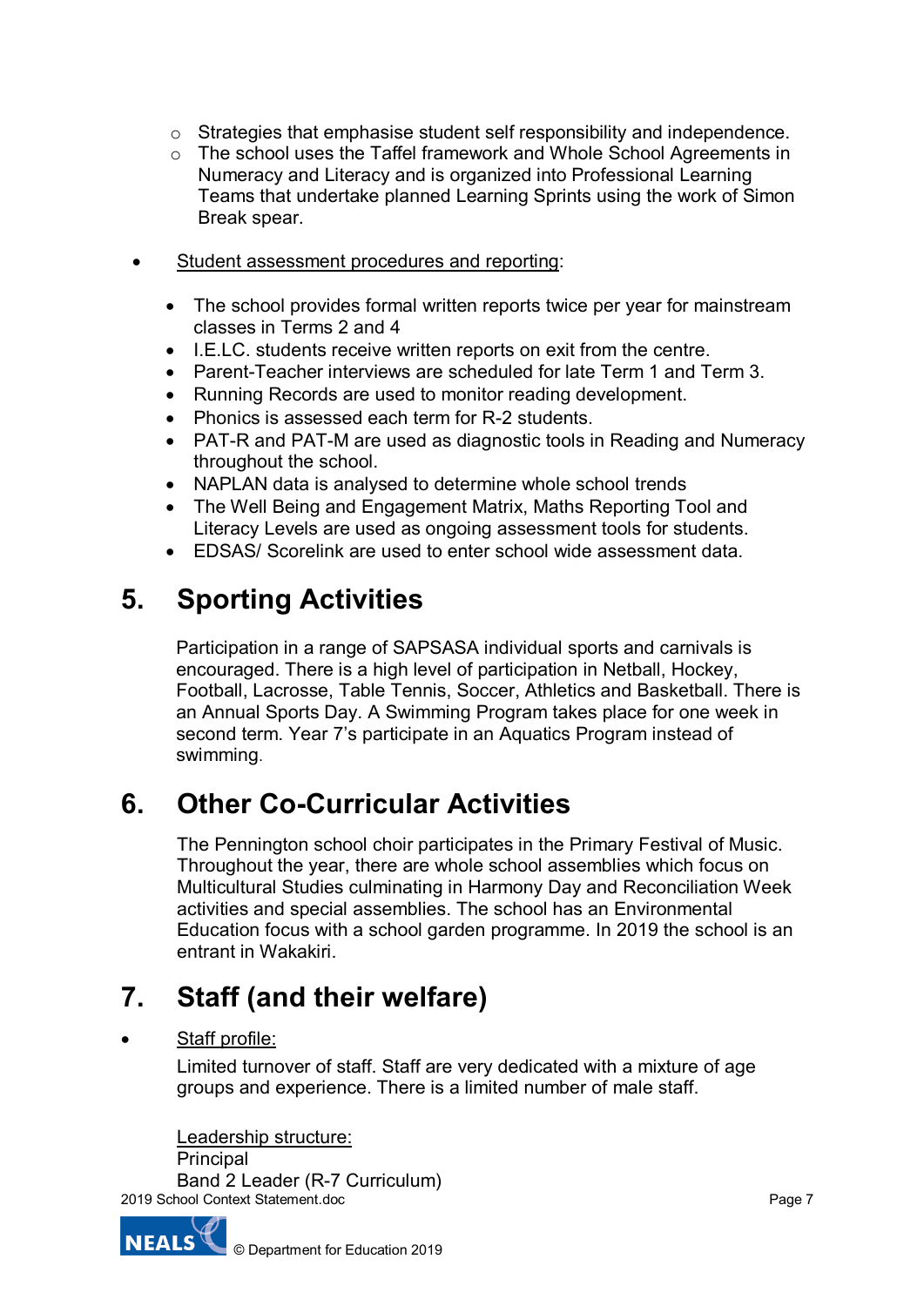- Strategies that emphasise student self responsibility and independence.
  - The school uses the Taffel framework and Whole School Agreements in Numeracy and Literacy and is organized into Professional Learning Teams that undertake planned Learning Sprints using the work of Simon Break spear.

- Student assessment procedures and reporting:

  - The school provides formal written reports twice per year for mainstream classes in Terms 2 and 4
  - I.E.LC. students receive written reports on exit from the centre.
  - Parent-Teacher interviews are scheduled for late Term 1 and Term 3.
  - Running Records are used to monitor reading development.
  - Phonics is assessed each term for R-2 students.
  - PAT-R and PAT-M are used as diagnostic tools in Reading and Numeracy throughout the school.
  - NAPLAN data is analysed to determine whole school trends
  - The Well Being and Engagement Matrix, Maths Reporting Tool and Literacy Levels are used as ongoing assessment tools for students.
  - EDSAS/ Scorelink are used to enter school wide assessment data.

## 5. Sporting Activities

Participation in a range of SAPSASA individual sports and carnivals is encouraged. There is a high level of participation in Netball, Hockey, Football, Lacrosse, Table Tennis, Soccer, Athletics and Basketball. There is an Annual Sports Day. A Swimming Program takes place for one week in second term. Year 7's participate in an Aquatics Program instead of swimming.

## 6. Other Co-Curricular Activities

The Pennington school choir participates in the Primary Festival of Music. Throughout the year, there are whole school assemblies which focus on Multicultural Studies culminating in Harmony Day and Reconciliation Week activities and special assemblies. The school has an Environmental Education focus with a school garden programme. In 2019 the school is an entrant in Wakakiri.

## 7. Staff (and their welfare)

- Staff profile:

  Limited turnover of staff. Staff are very dedicated with a mixture of age groups and experience. There is a limited number of male staff.

  Leadership structure:
  Principal
  Band 2 Leader (R-7 Curriculum)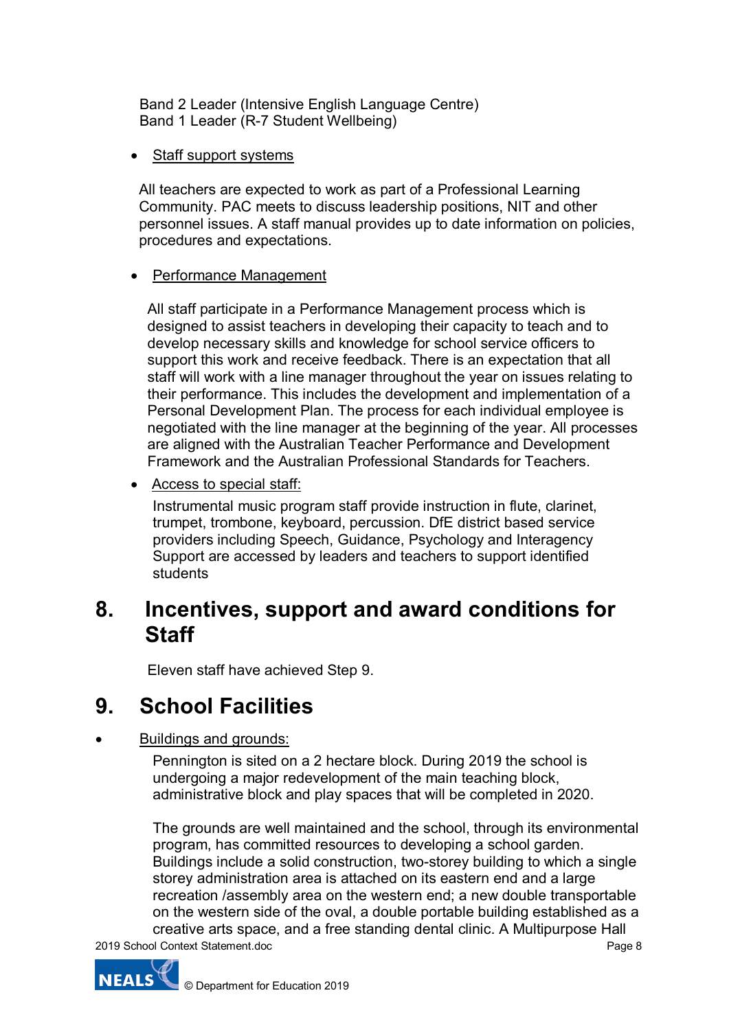Band 2 Leader (Intensive English Language Centre)
Band 1 Leader (R-7 Student Wellbeing)

- Staff support systems

All teachers are expected to work as part of a Professional Learning Community. PAC meets to discuss leadership positions, NIT and other personnel issues. A staff manual provides up to date information on policies, procedures and expectations.

- Performance Management

All staff participate in a Performance Management process which is designed to assist teachers in developing their capacity to teach and to develop necessary skills and knowledge for school service officers to support this work and receive feedback. There is an expectation that all staff will work with a line manager throughout the year on issues relating to their performance. This includes the development and implementation of a Personal Development Plan. The process for each individual employee is negotiated with the line manager at the beginning of the year. All processes are aligned with the Australian Teacher Performance and Development Framework and the Australian Professional Standards for Teachers.

- Access to special staff:

Instrumental music program staff provide instruction in flute, clarinet, trumpet, trombone, keyboard, percussion. DfE district based service providers including Speech, Guidance, Psychology and Interagency Support are accessed by leaders and teachers to support identified students

## 8. Incentives, support and award conditions for Staff

Eleven staff have achieved Step 9.

## 9. School Facilities

- Buildings and grounds:

Pennington is sited on a 2 hectare block. During 2019 the school is undergoing a major redevelopment of the main teaching block, administrative block and play spaces that will be completed in 2020.

The grounds are well maintained and the school, through its environmental program, has committed resources to developing a school garden. Buildings include a solid construction, two-storey building to which a single storey administration area is attached on its eastern end and a large recreation /assembly area on the western end; a new double transportable on the western side of the oval, a double portable building established as a creative arts space, and a free standing dental clinic. A Multipurpose Hall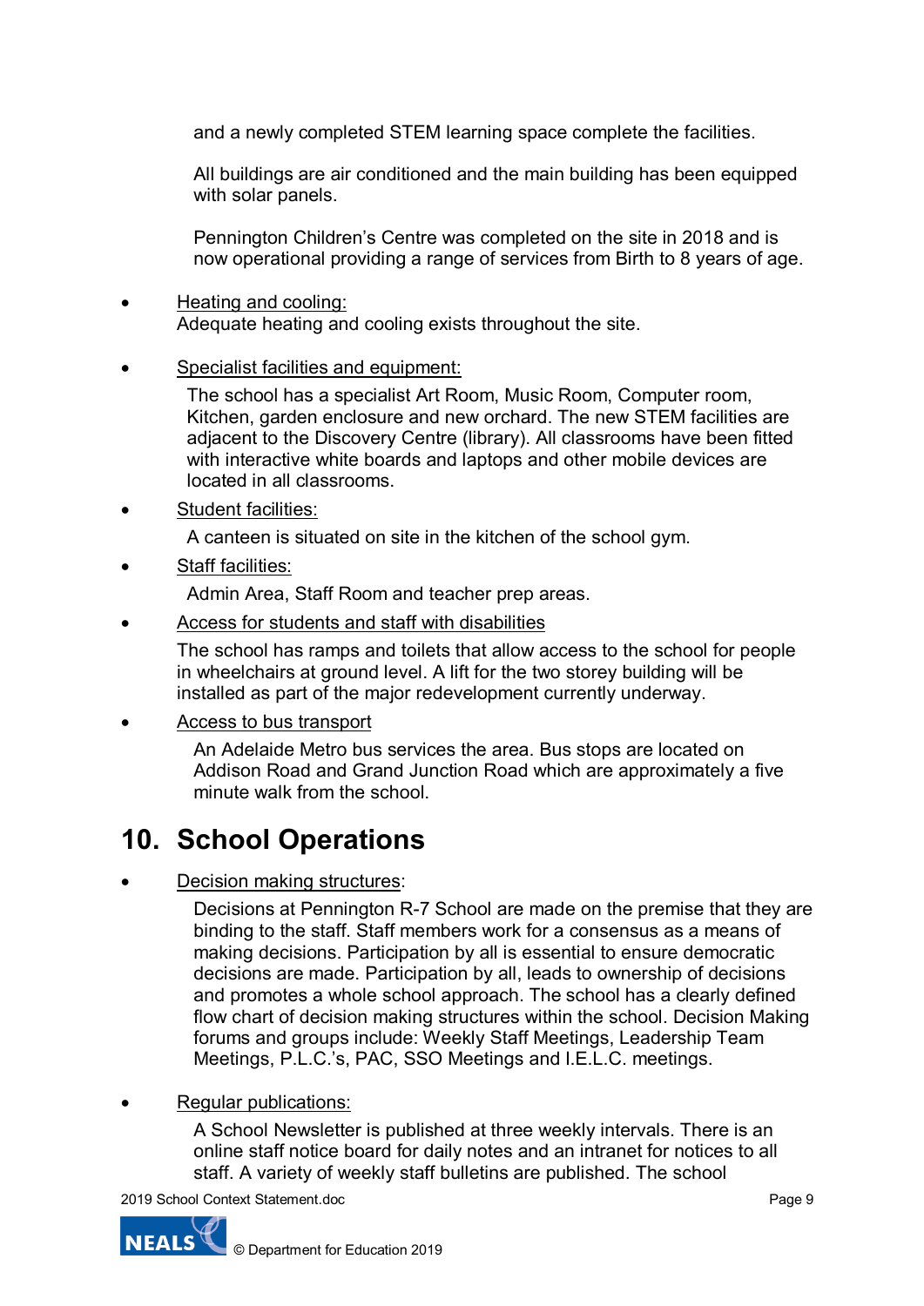and a newly completed STEM learning space complete the facilities.

All buildings are air conditioned and the main building has been equipped with solar panels.

Pennington Children's Centre was completed on the site in 2018 and is now operational providing a range of services from Birth to 8 years of age.

- Heating and cooling:
  Adequate heating and cooling exists throughout the site.

- Specialist facilities and equipment:

  The school has a specialist Art Room, Music Room, Computer room, Kitchen, garden enclosure and new orchard. The new STEM facilities are adjacent to the Discovery Centre (library). All classrooms have been fitted with interactive white boards and laptops and other mobile devices are located in all classrooms.

- Student facilities:

  A canteen is situated on site in the kitchen of the school gym.

- Staff facilities:

  Admin Area, Staff Room and teacher prep areas.

- Access for students and staff with disabilities

  The school has ramps and toilets that allow access to the school for people in wheelchairs at ground level. A lift for the two storey building will be installed as part of the major redevelopment currently underway.

- Access to bus transport

  An Adelaide Metro bus services the area. Bus stops are located on Addison Road and Grand Junction Road which are approximately a five minute walk from the school.

# 10. School Operations

- Decision making structures:

  Decisions at Pennington R-7 School are made on the premise that they are binding to the staff. Staff members work for a consensus as a means of making decisions. Participation by all is essential to ensure democratic decisions are made. Participation by all, leads to ownership of decisions and promotes a whole school approach. The school has a clearly defined flow chart of decision making structures within the school. Decision Making forums and groups include: Weekly Staff Meetings, Leadership Team Meetings, P.L.C.'s, PAC, SSO Meetings and I.E.L.C. meetings.

- Regular publications:

  A School Newsletter is published at three weekly intervals. There is an online staff notice board for daily notes and an intranet for notices to all staff. A variety of weekly staff bulletins are published. The school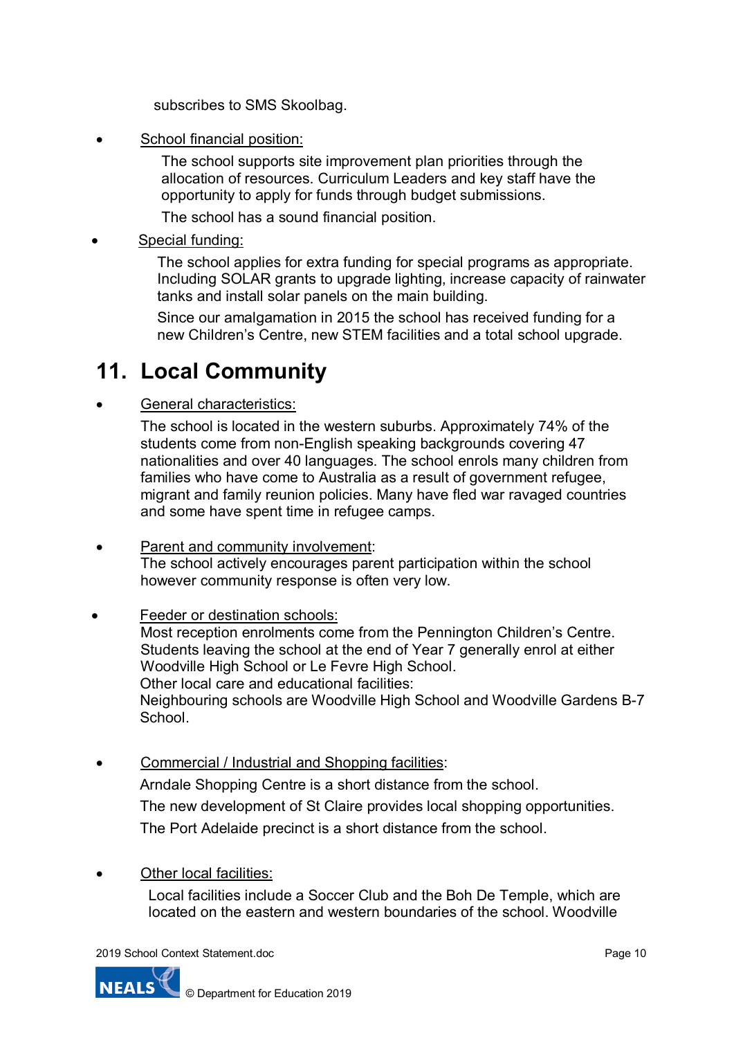subscribes to SMS Skoolbag.

- School financial position:

  The school supports site improvement plan priorities through the allocation of resources. Curriculum Leaders and key staff have the opportunity to apply for funds through budget submissions.

  The school has a sound financial position.

- Special funding:

  The school applies for extra funding for special programs as appropriate. Including SOLAR grants to upgrade lighting, increase capacity of rainwater tanks and install solar panels on the main building.

  Since our amalgamation in 2015 the school has received funding for a new Children's Centre, new STEM facilities and a total school upgrade.

# 11. Local Community

- General characteristics:

  The school is located in the western suburbs. Approximately 74% of the students come from non-English speaking backgrounds covering 47 nationalities and over 40 languages. The school enrols many children from families who have come to Australia as a result of government refugee, migrant and family reunion policies. Many have fled war ravaged countries and some have spent time in refugee camps.

- Parent and community involvement:
  The school actively encourages parent participation within the school however community response is often very low.

- Feeder or destination schools:
  Most reception enrolments come from the Pennington Children's Centre. Students leaving the school at the end of Year 7 generally enrol at either Woodville High School or Le Fevre High School.
  Other local care and educational facilities:
  Neighbouring schools are Woodville High School and Woodville Gardens B-7 School.

- Commercial / Industrial and Shopping facilities:

  Arndale Shopping Centre is a short distance from the school.

  The new development of St Claire provides local shopping opportunities.

  The Port Adelaide precinct is a short distance from the school.

- Other local facilities:

  Local facilities include a Soccer Club and the Boh De Temple, which are located on the eastern and western boundaries of the school. Woodville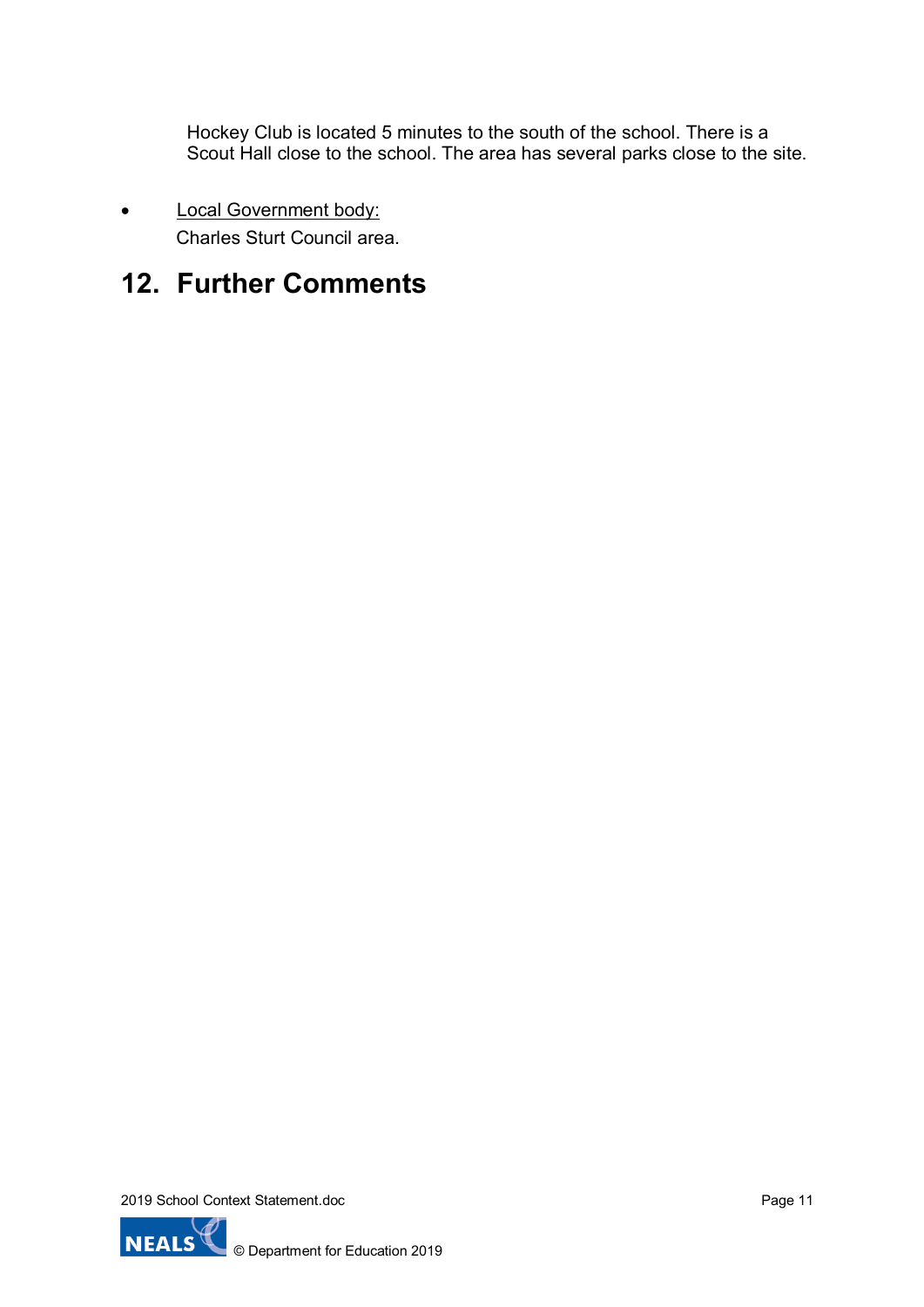Hockey Club is located 5 minutes to the south of the school. There is a Scout Hall close to the school. The area has several parks close to the site.

- Local Government body:
  Charles Sturt Council area.

## 12. Further Comments